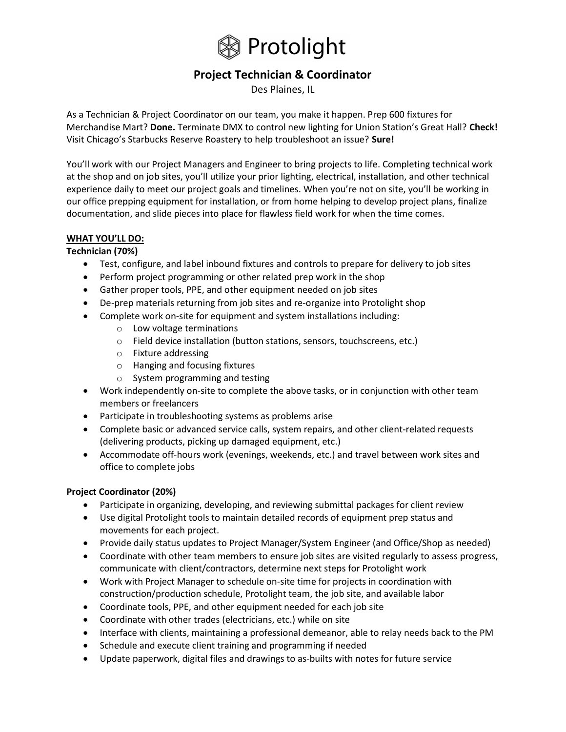# Protolight

## Project Technician & Coordinator

Des Plaines, IL

As a Technician & Project Coordinator on our team, you make it happen. Prep 600 fixtures for Merchandise Mart? **Done.** Terminate DMX to control new lighting for Union Station's Great Hall? **Check!** Visit Chicago's Starbucks Reserve Roastery to help troubleshoot an issue? **Sure!**

You'll work with our Project Managers and Engineer to bring projects to life. Completing technical work at the shop and on job sites, you'll utilize your prior lighting, electrical, installation, and other technical experience daily to meet our project goals and timelines. When you're not on site, you'll be working in our office prepping equipment for installation, or from home helping to develop project plans, finalize documentation, and slide pieces into place for flawless field work for when the time comes.

**WHAT YOU'LL DO:**

**Technician (70%)**

- Test, configure, and label inbound fixtures and controls to prepare for delivery to job sites
- Perform project programming or other related prep work in the shop
- Gather proper tools, PPE, and other equipment needed on job sites
- De-prep materials returning from job sites and re-organize into Protolight shop
- Complete work on-site for equipment and system installations including:
  - Low voltage terminations
  - Field device installation (button stations, sensors, touchscreens, etc.)
  - Fixture addressing
  - Hanging and focusing fixtures
  - System programming and testing
- Work independently on-site to complete the above tasks, or in conjunction with other team members or freelancers
- Participate in troubleshooting systems as problems arise
- Complete basic or advanced service calls, system repairs, and other client-related requests (delivering products, picking up damaged equipment, etc.)
- Accommodate off-hours work (evenings, weekends, etc.) and travel between work sites and office to complete jobs

**Project Coordinator (20%)**

- Participate in organizing, developing, and reviewing submittal packages for client review
- Use digital Protolight tools to maintain detailed records of equipment prep status and movements for each project.
- Provide daily status updates to Project Manager/System Engineer (and Office/Shop as needed)
- Coordinate with other team members to ensure job sites are visited regularly to assess progress, communicate with client/contractors, determine next steps for Protolight work
- Work with Project Manager to schedule on-site time for projects in coordination with construction/production schedule, Protolight team, the job site, and available labor
- Coordinate tools, PPE, and other equipment needed for each job site
- Coordinate with other trades (electricians, etc.) while on site
- Interface with clients, maintaining a professional demeanor, able to relay needs back to the PM
- Schedule and execute client training and programming if needed
- Update paperwork, digital files and drawings to as-builts with notes for future service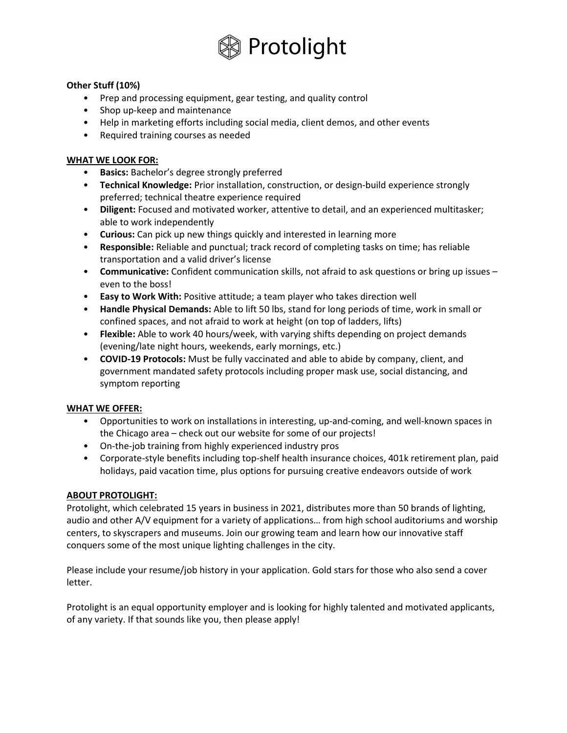**Other Stuff (10%)**

- Prep and processing equipment, gear testing, and quality control
- Shop up-keep and maintenance
- Help in marketing efforts including social media, client demos, and other events
- Required training courses as needed

**WHAT WE LOOK FOR:**

- **Basics:** Bachelor's degree strongly preferred
- **Technical Knowledge:** Prior installation, construction, or design-build experience strongly preferred; technical theatre experience required
- **Diligent:** Focused and motivated worker, attentive to detail, and an experienced multitasker; able to work independently
- **Curious:** Can pick up new things quickly and interested in learning more
- **Responsible:** Reliable and punctual; track record of completing tasks on time; has reliable transportation and a valid driver's license
- **Communicative:** Confident communication skills, not afraid to ask questions or bring up issues – even to the boss!
- **Easy to Work With:** Positive attitude; a team player who takes direction well
- **Handle Physical Demands:** Able to lift 50 lbs, stand for long periods of time, work in small or confined spaces, and not afraid to work at height (on top of ladders, lifts)
- **Flexible:** Able to work 40 hours/week, with varying shifts depending on project demands (evening/late night hours, weekends, early mornings, etc.)
- **COVID-19 Protocols:** Must be fully vaccinated and able to abide by company, client, and government mandated safety protocols including proper mask use, social distancing, and symptom reporting

**WHAT WE OFFER:**

- Opportunities to work on installations in interesting, up-and-coming, and well-known spaces in the Chicago area – check out our website for some of our projects!
- On-the-job training from highly experienced industry pros
- Corporate-style benefits including top-shelf health insurance choices, 401k retirement plan, paid holidays, paid vacation time, plus options for pursuing creative endeavors outside of work

**ABOUT PROTOLIGHT:**

Protolight, which celebrated 15 years in business in 2021, distributes more than 50 brands of lighting, audio and other A/V equipment for a variety of applications… from high school auditoriums and worship centers, to skyscrapers and museums. Join our growing team and learn how our innovative staff conquers some of the most unique lighting challenges in the city.

Please include your resume/job history in your application. Gold stars for those who also send a cover letter.

Protolight is an equal opportunity employer and is looking for highly talented and motivated applicants, of any variety. If that sounds like you, then please apply!